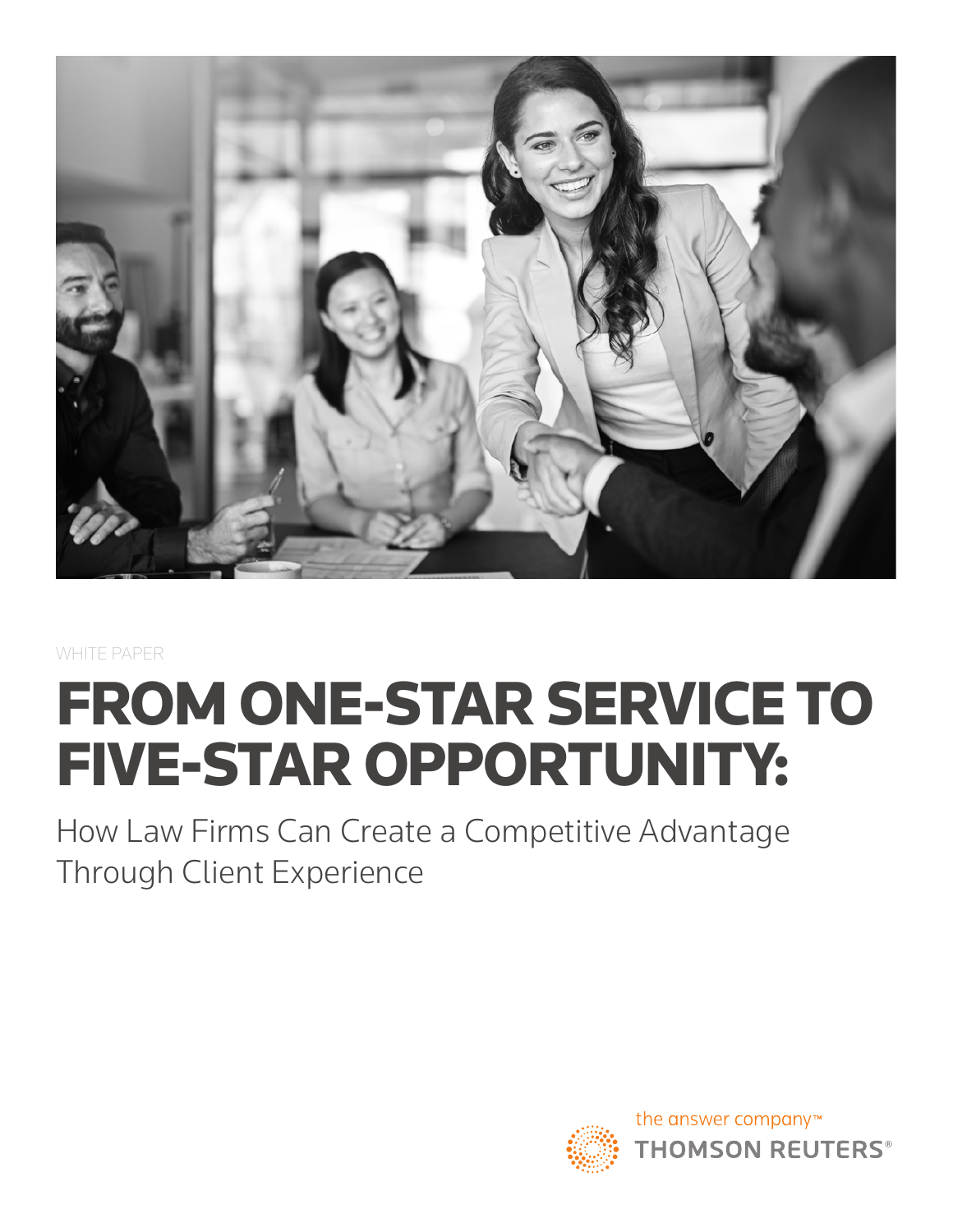WHITE PAPER

# FROM ONE-STAR SERVICE TO FIVE-STAR OPPORTUNITY:

## How Law Firms Can Create a Competitive Advantage Through Client Experience

the answer company™
THOMSON REUTERS®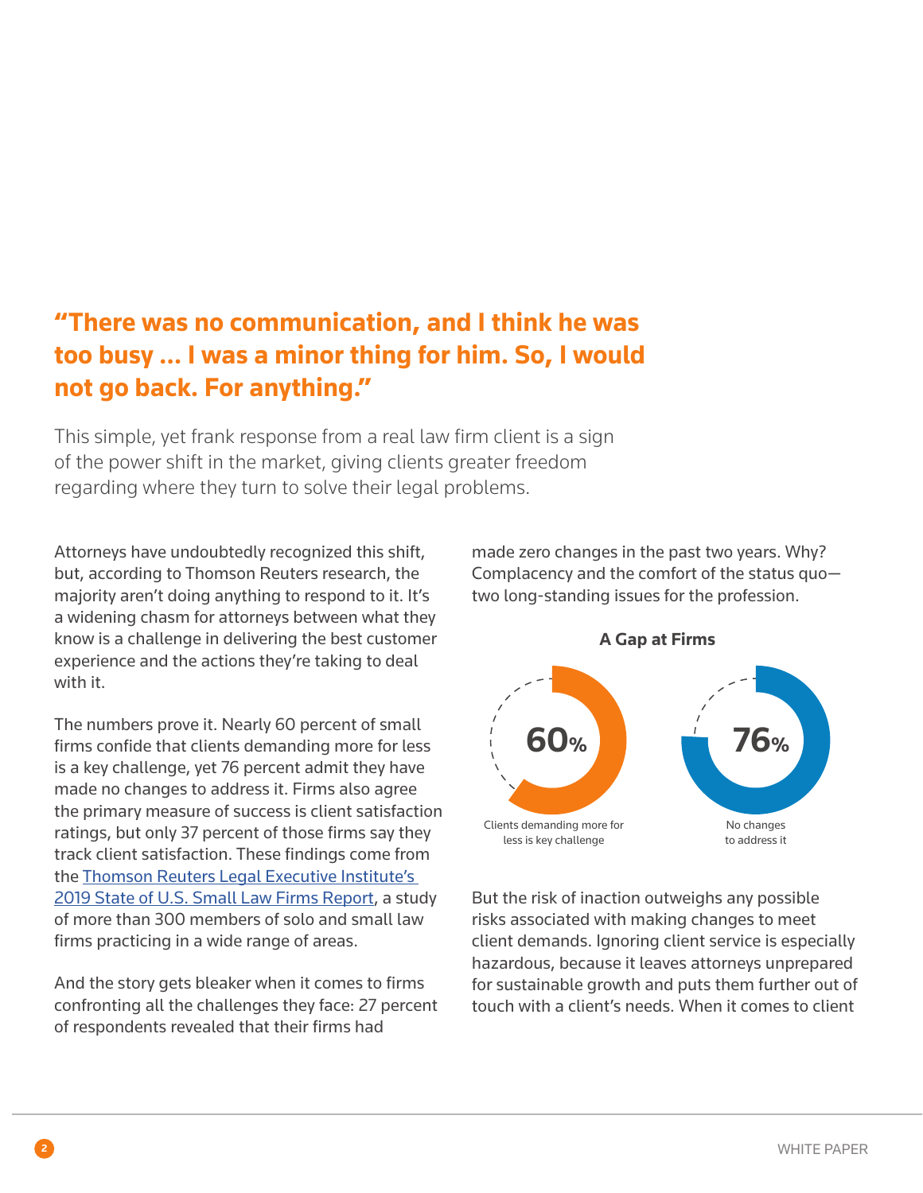**"There was no communication, and I think he was too busy … I was a minor thing for him. So, I would not go back. For anything."**

This simple, yet frank response from a real law firm client is a sign of the power shift in the market, giving clients greater freedom regarding where they turn to solve their legal problems.

Attorneys have undoubtedly recognized this shift, but, according to Thomson Reuters research, the majority aren't doing anything to respond to it. It's a widening chasm for attorneys between what they know is a challenge in delivering the best customer experience and the actions they're taking to deal with it.

The numbers prove it. Nearly 60 percent of small firms confide that clients demanding more for less is a key challenge, yet 76 percent admit they have made no changes to address it. Firms also agree the primary measure of success is client satisfaction ratings, but only 37 percent of those firms say they track client satisfaction. These findings come from the [Thomson Reuters Legal Executive Institute's 2019 State of U.S. Small Law Firms Report], a study of more than 300 members of solo and small law firms practicing in a wide range of areas.

And the story gets bleaker when it comes to firms confronting all the challenges they face: 27 percent of respondents revealed that their firms had made zero changes in the past two years. Why? Complacency and the comfort of the status quo—two long-standing issues for the profession.

**A Gap at Firms**

60% — Clients demanding more for less is key challenge

76% — No changes to address it

But the risk of inaction outweighs any possible risks associated with making changes to meet client demands. Ignoring client service is especially hazardous, because it leaves attorneys unprepared for sustainable growth and puts them further out of touch with a client's needs. When it comes to client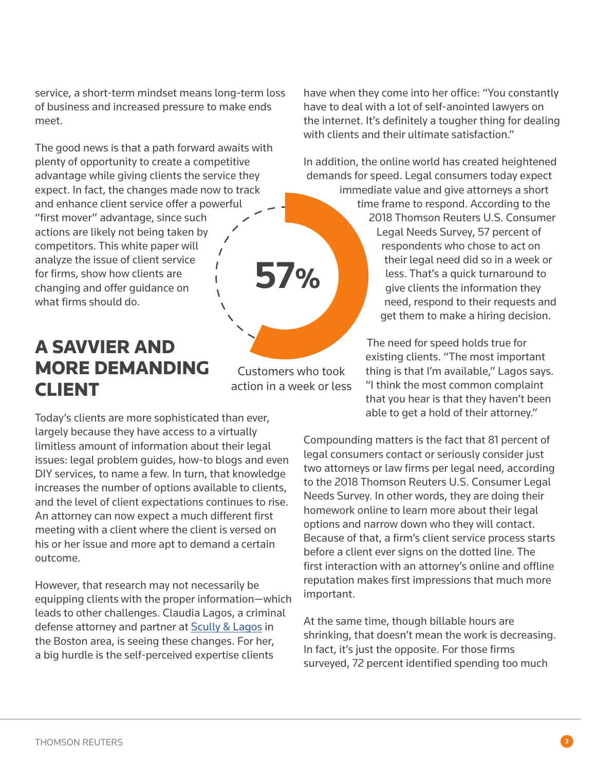service, a short-term mindset means long-term loss of business and increased pressure to make ends meet.

The good news is that a path forward awaits with plenty of opportunity to create a competitive advantage while giving clients the service they expect. In fact, the changes made now to track and enhance client service offer a powerful "first mover" advantage, since such actions are likely not being taken by competitors. This white paper will analyze the issue of client service for firms, show how clients are changing and offer guidance on what firms should do.

## A SAVVIER AND MORE DEMANDING CLIENT

Today's clients are more sophisticated than ever, largely because they have access to a virtually limitless amount of information about their legal issues: legal problem guides, how-to blogs and even DIY services, to name a few. In turn, that knowledge increases the number of options available to clients, and the level of client expectations continues to rise. An attorney can now expect a much different first meeting with a client where the client is versed on his or her issue and more apt to demand a certain outcome.

However, that research may not necessarily be equipping clients with the proper information—which leads to other challenges. Claudia Lagos, a criminal defense attorney and partner at [Scully & Lagos] in the Boston area, is seeing these changes. For her, a big hurdle is the self-perceived expertise clients have when they come into her office: "You constantly have to deal with a lot of self-anointed lawyers on the internet. It's definitely a tougher thing for dealing with clients and their ultimate satisfaction."

In addition, the online world has created heightened demands for speed. Legal consumers today expect immediate value and give attorneys a short time frame to respond. According to the 2018 Thomson Reuters U.S. Consumer Legal Needs Survey, 57 percent of respondents who chose to act on their legal need did so in a week or less. That's a quick turnaround to give clients the information they need, respond to their requests and get them to make a hiring decision.

**57%**

Customers who took action in a week or less

The need for speed holds true for existing clients. "The most important thing is that I'm available," Lagos says. "I think the most common complaint that you hear is that they haven't been able to get a hold of their attorney."

Compounding matters is the fact that 81 percent of legal consumers contact or seriously consider just two attorneys or law firms per legal need, according to the 2018 Thomson Reuters U.S. Consumer Legal Needs Survey. In other words, they are doing their homework online to learn more about their legal options and narrow down who they will contact. Because of that, a firm's client service process starts before a client ever signs on the dotted line. The first interaction with an attorney's online and offline reputation makes first impressions that much more important.

At the same time, though billable hours are shrinking, that doesn't mean the work is decreasing. In fact, it's just the opposite. For those firms surveyed, 72 percent identified spending too much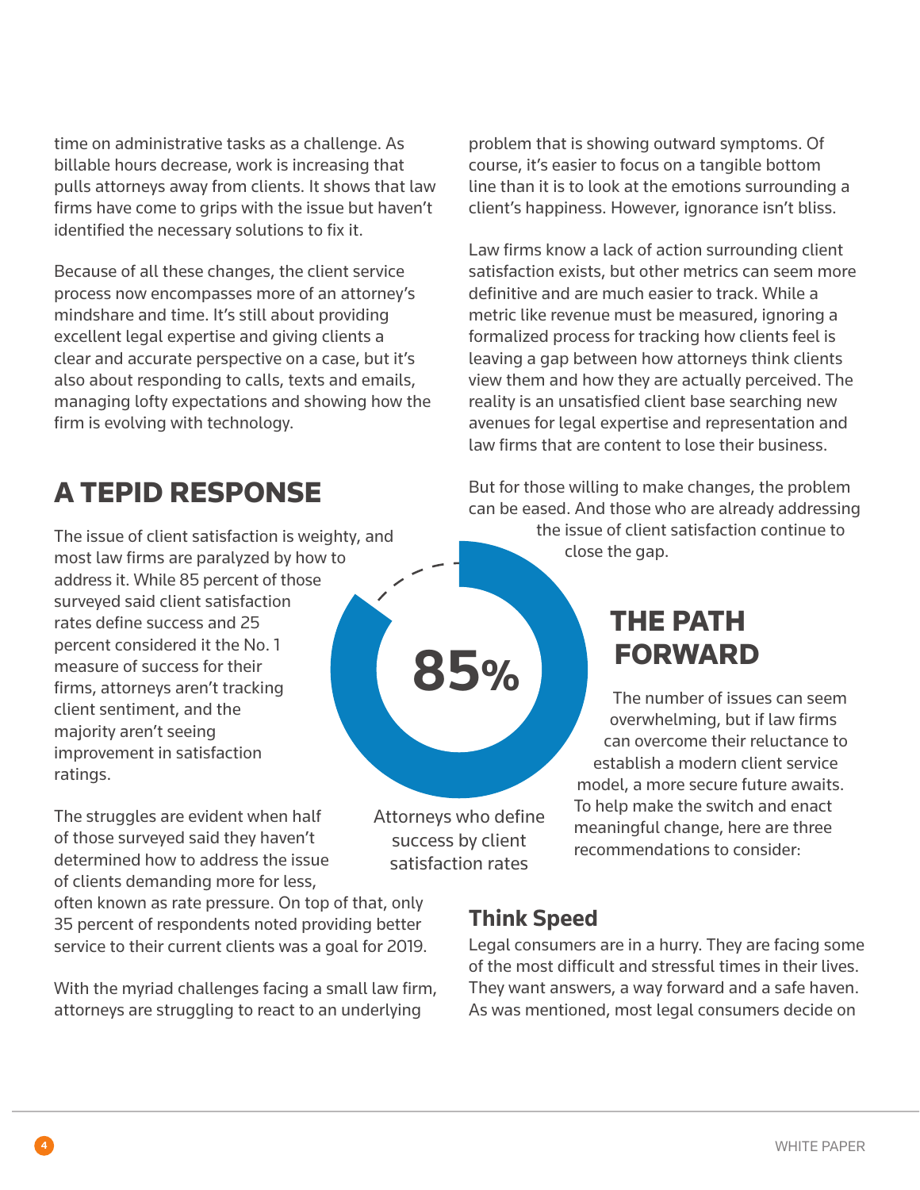time on administrative tasks as a challenge. As billable hours decrease, work is increasing that pulls attorneys away from clients. It shows that law firms have come to grips with the issue but haven't identified the necessary solutions to fix it.

Because of all these changes, the client service process now encompasses more of an attorney's mindshare and time. It's still about providing excellent legal expertise and giving clients a clear and accurate perspective on a case, but it's also about responding to calls, texts and emails, managing lofty expectations and showing how the firm is evolving with technology.

## A TEPID RESPONSE

The issue of client satisfaction is weighty, and most law firms are paralyzed by how to address it. While 85 percent of those surveyed said client satisfaction rates define success and 25 percent considered it the No. 1 measure of success for their firms, attorneys aren't tracking client sentiment, and the majority aren't seeing improvement in satisfaction ratings.

85%

Attorneys who define success by client satisfaction rates

The struggles are evident when half of those surveyed said they haven't determined how to address the issue of clients demanding more for less, often known as rate pressure. On top of that, only 35 percent of respondents noted providing better service to their current clients was a goal for 2019.

With the myriad challenges facing a small law firm, attorneys are struggling to react to an underlying problem that is showing outward symptoms. Of course, it's easier to focus on a tangible bottom line than it is to look at the emotions surrounding a client's happiness. However, ignorance isn't bliss.

Law firms know a lack of action surrounding client satisfaction exists, but other metrics can seem more definitive and are much easier to track. While a metric like revenue must be measured, ignoring a formalized process for tracking how clients feel is leaving a gap between how attorneys think clients view them and how they are actually perceived. The reality is an unsatisfied client base searching new avenues for legal expertise and representation and law firms that are content to lose their business.

But for those willing to make changes, the problem can be eased. And those who are already addressing the issue of client satisfaction continue to close the gap.

## THE PATH FORWARD

The number of issues can seem overwhelming, but if law firms can overcome their reluctance to establish a modern client service model, a more secure future awaits. To help make the switch and enact meaningful change, here are three recommendations to consider:

### Think Speed

Legal consumers are in a hurry. They are facing some of the most difficult and stressful times in their lives. They want answers, a way forward and a safe haven. As was mentioned, most legal consumers decide on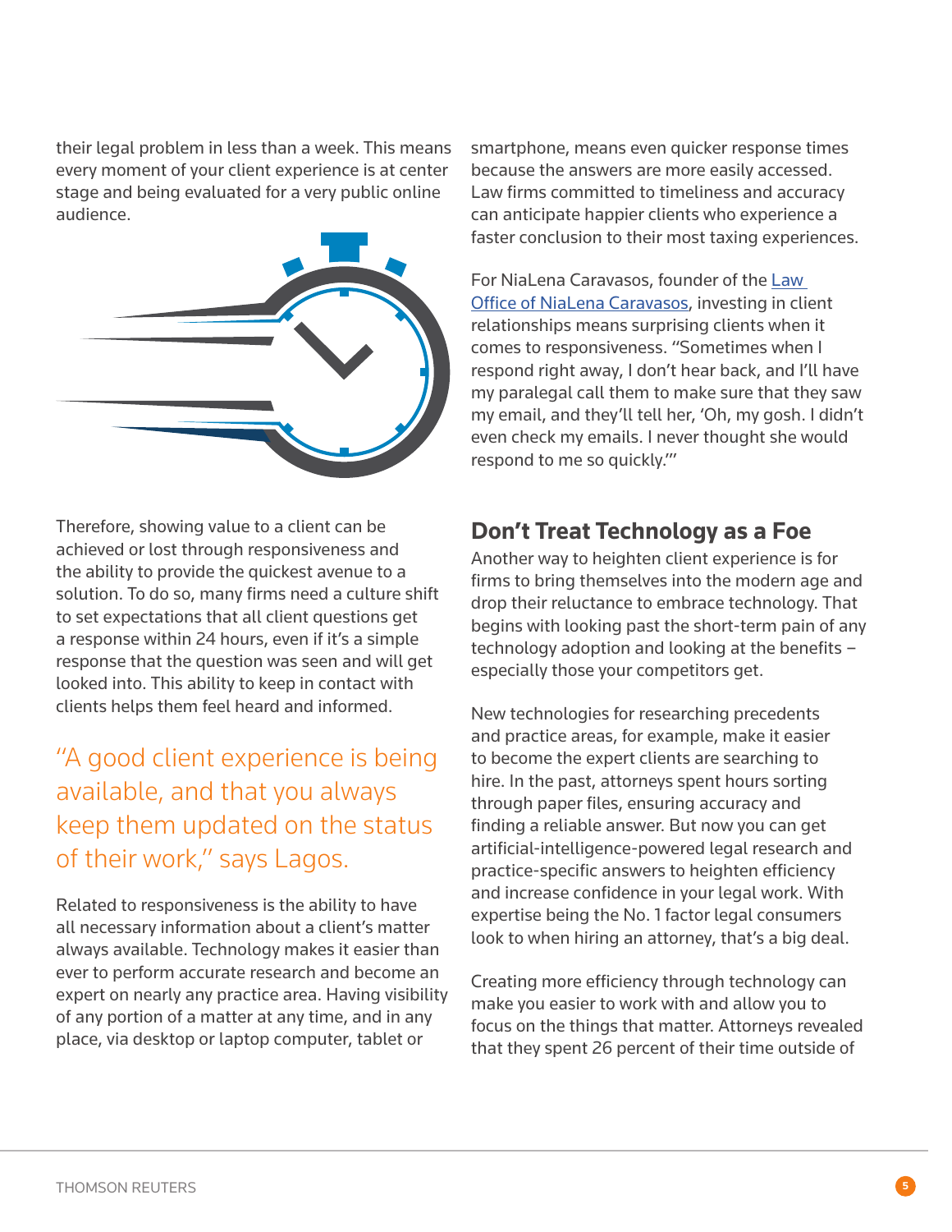their legal problem in less than a week. This means every moment of your client experience is at center stage and being evaluated for a very public online audience.

Therefore, showing value to a client can be achieved or lost through responsiveness and the ability to provide the quickest avenue to a solution. To do so, many firms need a culture shift to set expectations that all client questions get a response within 24 hours, even if it's a simple response that the question was seen and will get looked into. This ability to keep in contact with clients helps them feel heard and informed.

"A good client experience is being available, and that you always keep them updated on the status of their work," says Lagos.

Related to responsiveness is the ability to have all necessary information about a client's matter always available. Technology makes it easier than ever to perform accurate research and become an expert on nearly any practice area. Having visibility of any portion of a matter at any time, and in any place, via desktop or laptop computer, tablet or smartphone, means even quicker response times because the answers are more easily accessed. Law firms committed to timeliness and accuracy can anticipate happier clients who experience a faster conclusion to their most taxing experiences.

For NiaLena Caravasos, founder of the [Law Office of NiaLena Caravasos](), investing in client relationships means surprising clients when it comes to responsiveness. "Sometimes when I respond right away, I don't hear back, and I'll have my paralegal call them to make sure that they saw my email, and they'll tell her, 'Oh, my gosh. I didn't even check my emails. I never thought she would respond to me so quickly.'"

## Don't Treat Technology as a Foe

Another way to heighten client experience is for firms to bring themselves into the modern age and drop their reluctance to embrace technology. That begins with looking past the short-term pain of any technology adoption and looking at the benefits – especially those your competitors get.

New technologies for researching precedents and practice areas, for example, make it easier to become the expert clients are searching to hire. In the past, attorneys spent hours sorting through paper files, ensuring accuracy and finding a reliable answer. But now you can get artificial-intelligence-powered legal research and practice-specific answers to heighten efficiency and increase confidence in your legal work. With expertise being the No. 1 factor legal consumers look to when hiring an attorney, that's a big deal.

Creating more efficiency through technology can make you easier to work with and allow you to focus on the things that matter. Attorneys revealed that they spent 26 percent of their time outside of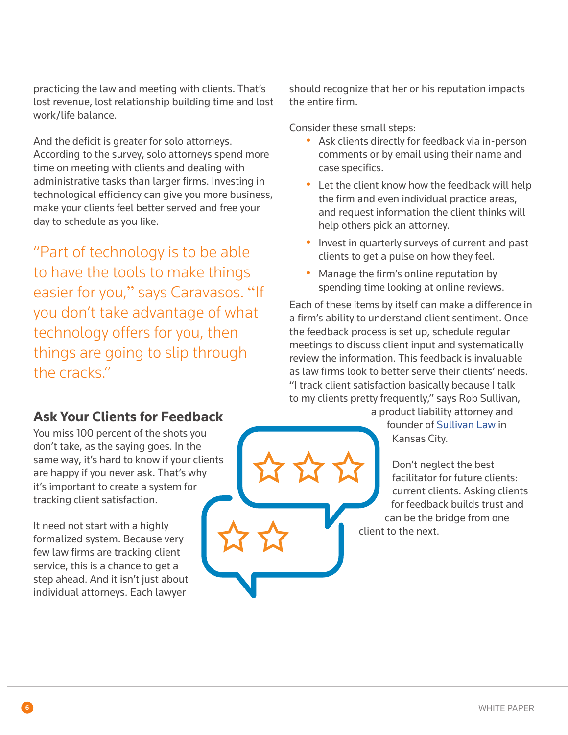practicing the law and meeting with clients. That's lost revenue, lost relationship building time and lost work/life balance.

And the deficit is greater for solo attorneys. According to the survey, solo attorneys spend more time on meeting with clients and dealing with administrative tasks than larger firms. Investing in technological efficiency can give you more business, make your clients feel better served and free your day to schedule as you like.

> "Part of technology is to be able to have the tools to make things easier for you," says Caravasos. "If you don't take advantage of what technology offers for you, then things are going to slip through the cracks."

## Ask Your Clients for Feedback

You miss 100 percent of the shots you don't take, as the saying goes. In the same way, it's hard to know if your clients are happy if you never ask. That's why it's important to create a system for tracking client satisfaction.

It need not start with a highly formalized system. Because very few law firms are tracking client service, this is a chance to get a step ahead. And it isn't just about individual attorneys. Each lawyer should recognize that her or his reputation impacts the entire firm.

Consider these small steps:

- Ask clients directly for feedback via in-person comments or by email using their name and case specifics.
- Let the client know how the feedback will help the firm and even individual practice areas, and request information the client thinks will help others pick an attorney.
- Invest in quarterly surveys of current and past clients to get a pulse on how they feel.
- Manage the firm's online reputation by spending time looking at online reviews.

Each of these items by itself can make a difference in a firm's ability to understand client sentiment. Once the feedback process is set up, schedule regular meetings to discuss client input and systematically review the information. This feedback is invaluable as law firms look to better serve their clients' needs. "I track client satisfaction basically because I talk to my clients pretty frequently," says Rob Sullivan, a product liability attorney and founder of [Sullivan Law] in Kansas City.

Don't neglect the best facilitator for future clients: current clients. Asking clients for feedback builds trust and can be the bridge from one client to the next.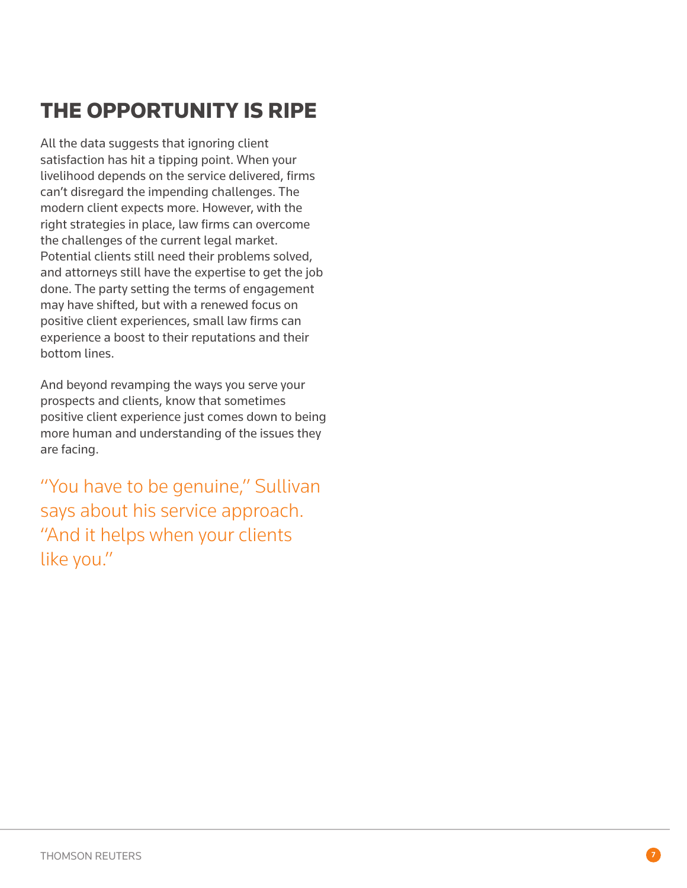## THE OPPORTUNITY IS RIPE

All the data suggests that ignoring client satisfaction has hit a tipping point. When your livelihood depends on the service delivered, firms can't disregard the impending challenges. The modern client expects more. However, with the right strategies in place, law firms can overcome the challenges of the current legal market. Potential clients still need their problems solved, and attorneys still have the expertise to get the job done. The party setting the terms of engagement may have shifted, but with a renewed focus on positive client experiences, small law firms can experience a boost to their reputations and their bottom lines.

And beyond revamping the ways you serve your prospects and clients, know that sometimes positive client experience just comes down to being more human and understanding of the issues they are facing.

"You have to be genuine," Sullivan says about his service approach. "And it helps when your clients like you."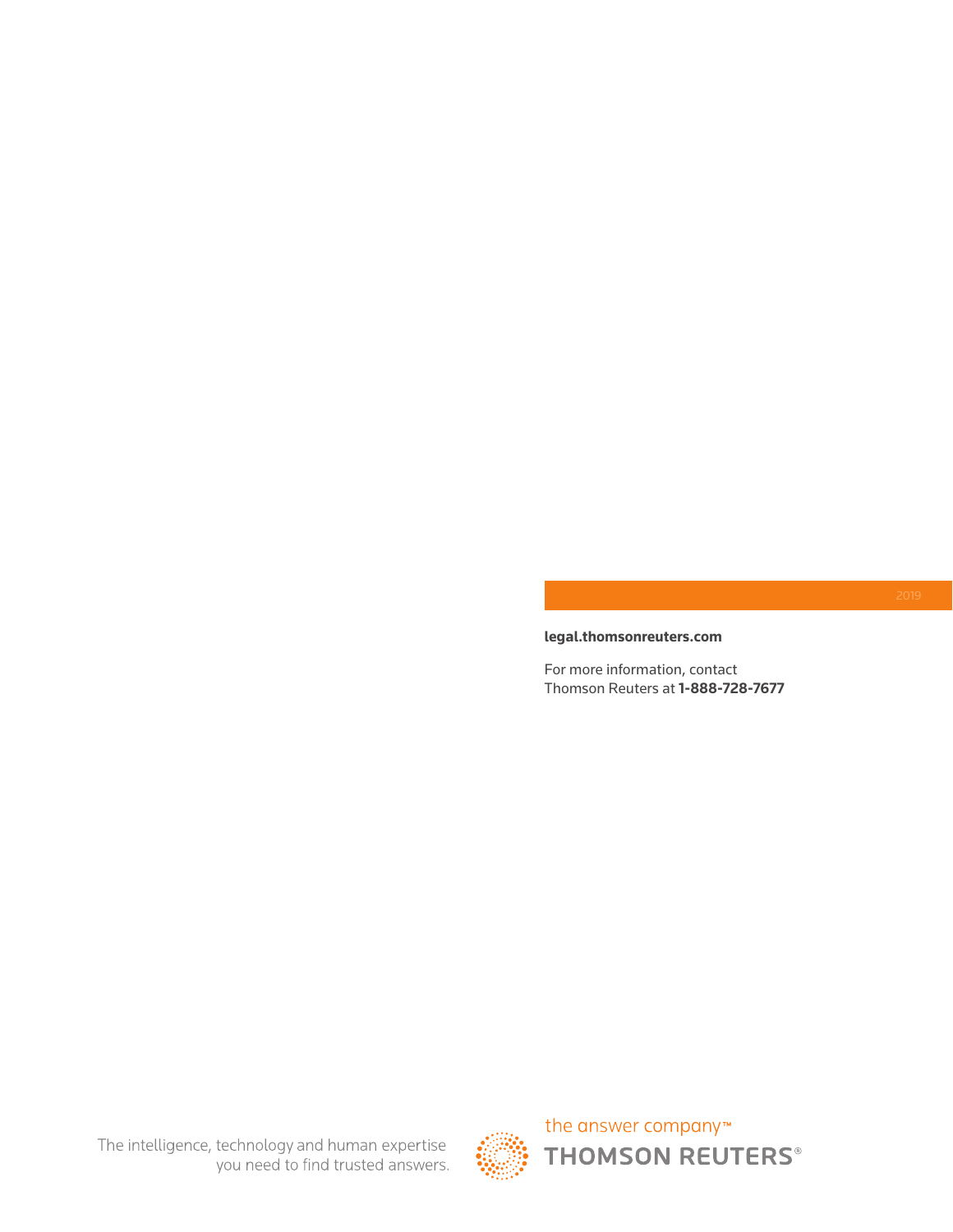2019

**legal.thomsonreuters.com**

For more information, contact
Thomson Reuters at **1-888-728-7677**

The intelligence, technology and human expertise
you need to find trusted answers.

the answer company™
THOMSON REUTERS®